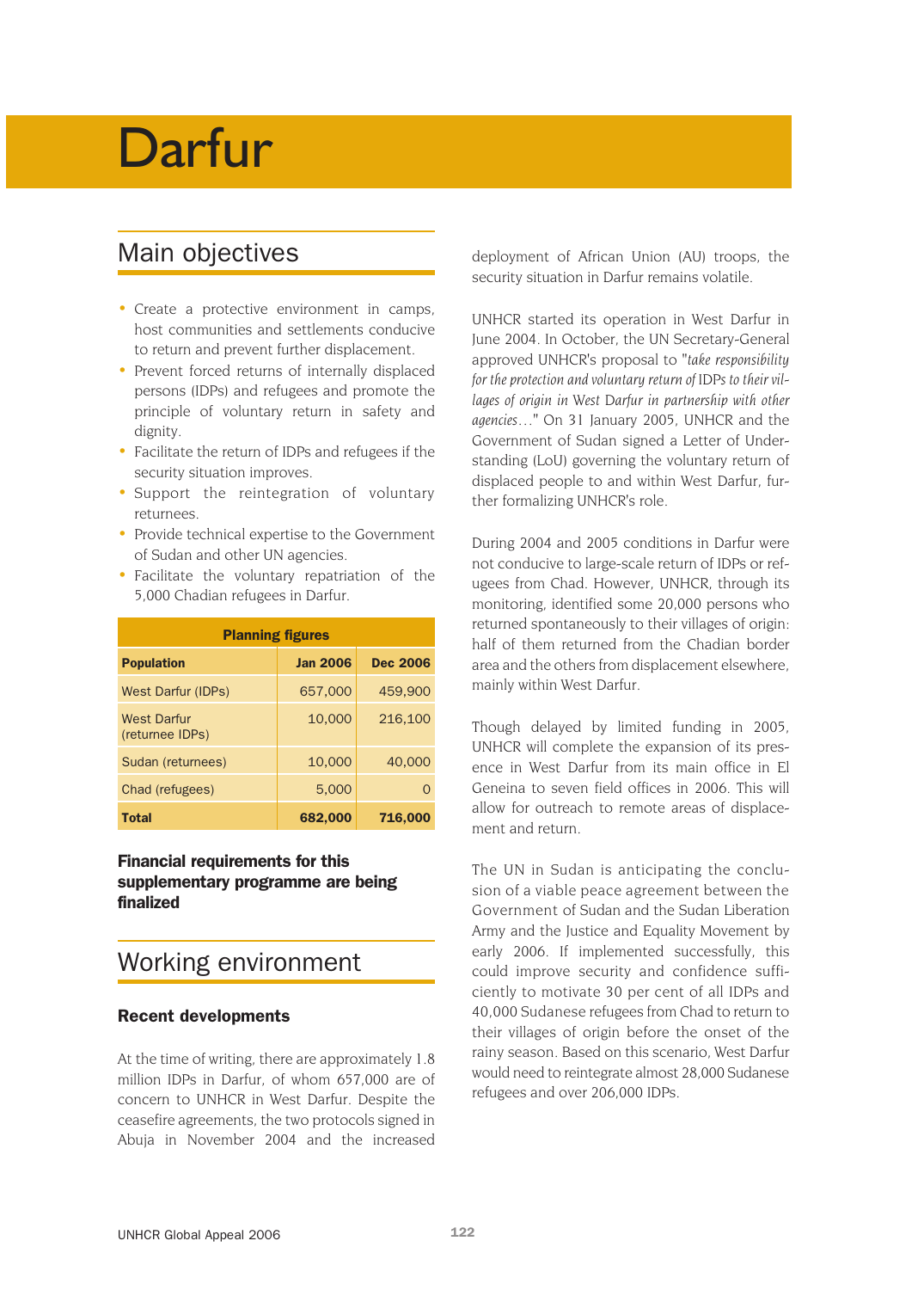# Darfur

## Main objectives

- Create a protective environment in camps, host communities and settlements conducive to return and prevent further displacement.
- Prevent forced returns of internally displaced persons (IDPs) and refugees and promote the principle of voluntary return in safety and dignity.
- Facilitate the return of IDPs and refugees if the security situation improves.
- Support the reintegration of voluntary returnees.
- Provide technical expertise to the Government of Sudan and other UN agencies.
- Facilitate the voluntary repatriation of the 5,000 Chadian refugees in Darfur.

| Planning figures | | |
|---|---|---|
| **Population** | **Jan 2006** | **Dec 2006** |
| West Darfur (IDPs) | 657,000 | 459,900 |
| West Darfur (returnee IDPs) | 10,000 | 216,100 |
| Sudan (returnees) | 10,000 | 40,000 |
| Chad (refugees) | 5,000 | 0 |
| **Total** | **682,000** | **716,000** |

**Financial requirements for this supplementary programme are being finalized**

## Working environment

### Recent developments

At the time of writing, there are approximately 1.8 million IDPs in Darfur, of whom 657,000 are of concern to UNHCR in West Darfur. Despite the ceasefire agreements, the two protocols signed in Abuja in November 2004 and the increased deployment of African Union (AU) troops, the security situation in Darfur remains volatile.

UNHCR started its operation in West Darfur in June 2004. In October, the UN Secretary-General approved UNHCR's proposal to "*take responsibility for the protection and voluntary return of* IDPs *to their villages of origin in West Darfur in partnership with other agencies*..." On 31 January 2005, UNHCR and the Government of Sudan signed a Letter of Understanding (LoU) governing the voluntary return of displaced people to and within West Darfur, further formalizing UNHCR's role.

During 2004 and 2005 conditions in Darfur were not conducive to large-scale return of IDPs or refugees from Chad. However, UNHCR, through its monitoring, identified some 20,000 persons who returned spontaneously to their villages of origin: half of them returned from the Chadian border area and the others from displacement elsewhere, mainly within West Darfur.

Though delayed by limited funding in 2005, UNHCR will complete the expansion of its presence in West Darfur from its main office in El Geneina to seven field offices in 2006. This will allow for outreach to remote areas of displacement and return.

The UN in Sudan is anticipating the conclusion of a viable peace agreement between the Government of Sudan and the Sudan Liberation Army and the Justice and Equality Movement by early 2006. If implemented successfully, this could improve security and confidence sufficiently to motivate 30 per cent of all IDPs and 40,000 Sudanese refugees from Chad to return to their villages of origin before the onset of the rainy season. Based on this scenario, West Darfur would need to reintegrate almost 28,000 Sudanese refugees and over 206,000 IDPs.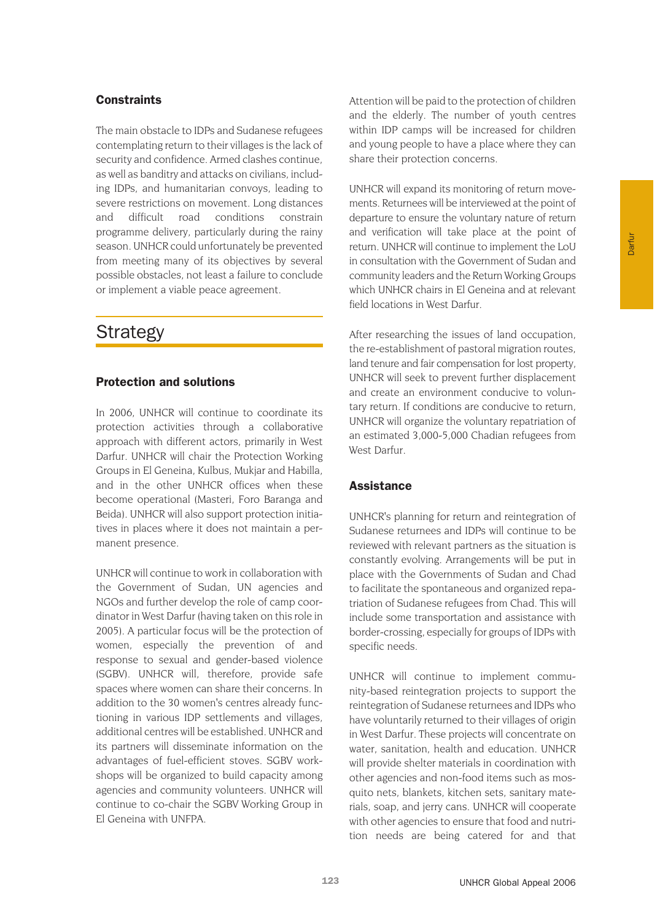### Constraints

The main obstacle to IDPs and Sudanese refugees contemplating return to their villages is the lack of security and confidence. Armed clashes continue, as well as banditry and attacks on civilians, including IDPs, and humanitarian convoys, leading to severe restrictions on movement. Long distances and difficult road conditions constrain programme delivery, particularly during the rainy season. UNHCR could unfortunately be prevented from meeting many of its objectives by several possible obstacles, not least a failure to conclude or implement a viable peace agreement.

## Strategy

### Protection and solutions

In 2006, UNHCR will continue to coordinate its protection activities through a collaborative approach with different actors, primarily in West Darfur. UNHCR will chair the Protection Working Groups in El Geneina, Kulbus, Mukjar and Habilla, and in the other UNHCR offices when these become operational (Masteri, Foro Baranga and Beida). UNHCR will also support protection initiatives in places where it does not maintain a permanent presence.

UNHCR will continue to work in collaboration with the Government of Sudan, UN agencies and NGOs and further develop the role of camp coordinator in West Darfur (having taken on this role in 2005). A particular focus will be the protection of women, especially the prevention of and response to sexual and gender-based violence (SGBV). UNHCR will, therefore, provide safe spaces where women can share their concerns. In addition to the 30 women's centres already functioning in various IDP settlements and villages, additional centres will be established. UNHCR and its partners will disseminate information on the advantages of fuel-efficient stoves. SGBV workshops will be organized to build capacity among agencies and community volunteers. UNHCR will continue to co-chair the SGBV Working Group in El Geneina with UNFPA.

Attention will be paid to the protection of children and the elderly. The number of youth centres within IDP camps will be increased for children and young people to have a place where they can share their protection concerns.

UNHCR will expand its monitoring of return movements. Returnees will be interviewed at the point of departure to ensure the voluntary nature of return and verification will take place at the point of return. UNHCR will continue to implement the LoU in consultation with the Government of Sudan and community leaders and the Return Working Groups which UNHCR chairs in El Geneina and at relevant field locations in West Darfur.

After researching the issues of land occupation, the re-establishment of pastoral migration routes, land tenure and fair compensation for lost property, UNHCR will seek to prevent further displacement and create an environment conducive to voluntary return. If conditions are conducive to return, UNHCR will organize the voluntary repatriation of an estimated 3,000-5,000 Chadian refugees from West Darfur.

### Assistance

UNHCR's planning for return and reintegration of Sudanese returnees and IDPs will continue to be reviewed with relevant partners as the situation is constantly evolving. Arrangements will be put in place with the Governments of Sudan and Chad to facilitate the spontaneous and organized repatriation of Sudanese refugees from Chad. This will include some transportation and assistance with border-crossing, especially for groups of IDPs with specific needs.

UNHCR will continue to implement community-based reintegration projects to support the reintegration of Sudanese returnees and IDPs who have voluntarily returned to their villages of origin in West Darfur. These projects will concentrate on water, sanitation, health and education. UNHCR will provide shelter materials in coordination with other agencies and non-food items such as mosquito nets, blankets, kitchen sets, sanitary materials, soap, and jerry cans. UNHCR will cooperate with other agencies to ensure that food and nutrition needs are being catered for and that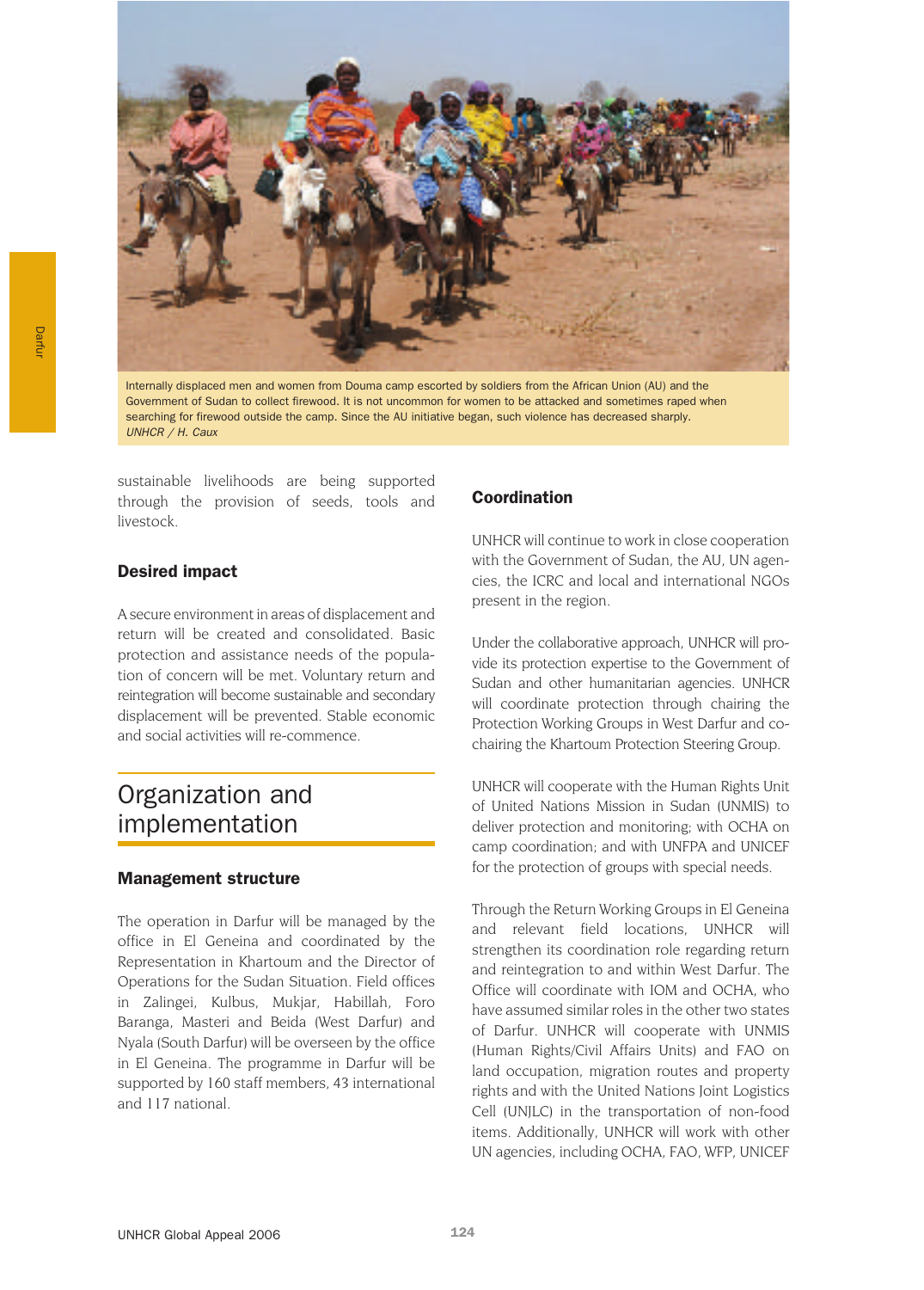Internally displaced men and women from Douma camp escorted by soldiers from the African Union (AU) and the Government of Sudan to collect firewood. It is not uncommon for women to be attacked and sometimes raped when searching for firewood outside the camp. Since the AU initiative began, such violence has decreased sharply.
*UNHCR / H. Caux*

sustainable livelihoods are being supported through the provision of seeds, tools and livestock.

### Desired impact

A secure environment in areas of displacement and return will be created and consolidated. Basic protection and assistance needs of the population of concern will be met. Voluntary return and reintegration will become sustainable and secondary displacement will be prevented. Stable economic and social activities will re-commence.

## Organization and implementation

### Management structure

The operation in Darfur will be managed by the office in El Geneina and coordinated by the Representation in Khartoum and the Director of Operations for the Sudan Situation. Field offices in Zalingei, Kulbus, Mukjar, Habillah, Foro Baranga, Masteri and Beida (West Darfur) and Nyala (South Darfur) will be overseen by the office in El Geneina. The programme in Darfur will be supported by 160 staff members, 43 international and 117 national.

### Coordination

UNHCR will continue to work in close cooperation with the Government of Sudan, the AU, UN agencies, the ICRC and local and international NGOs present in the region.

Under the collaborative approach, UNHCR will provide its protection expertise to the Government of Sudan and other humanitarian agencies. UNHCR will coordinate protection through chairing the Protection Working Groups in West Darfur and co-chairing the Khartoum Protection Steering Group.

UNHCR will cooperate with the Human Rights Unit of United Nations Mission in Sudan (UNMIS) to deliver protection and monitoring; with OCHA on camp coordination; and with UNFPA and UNICEF for the protection of groups with special needs.

Through the Return Working Groups in El Geneina and relevant field locations, UNHCR will strengthen its coordination role regarding return and reintegration to and within West Darfur. The Office will coordinate with IOM and OCHA, who have assumed similar roles in the other two states of Darfur. UNHCR will cooperate with UNMIS (Human Rights/Civil Affairs Units) and FAO on land occupation, migration routes and property rights and with the United Nations Joint Logistics Cell (UNJLC) in the transportation of non-food items. Additionally, UNHCR will work with other UN agencies, including OCHA, FAO, WFP, UNICEF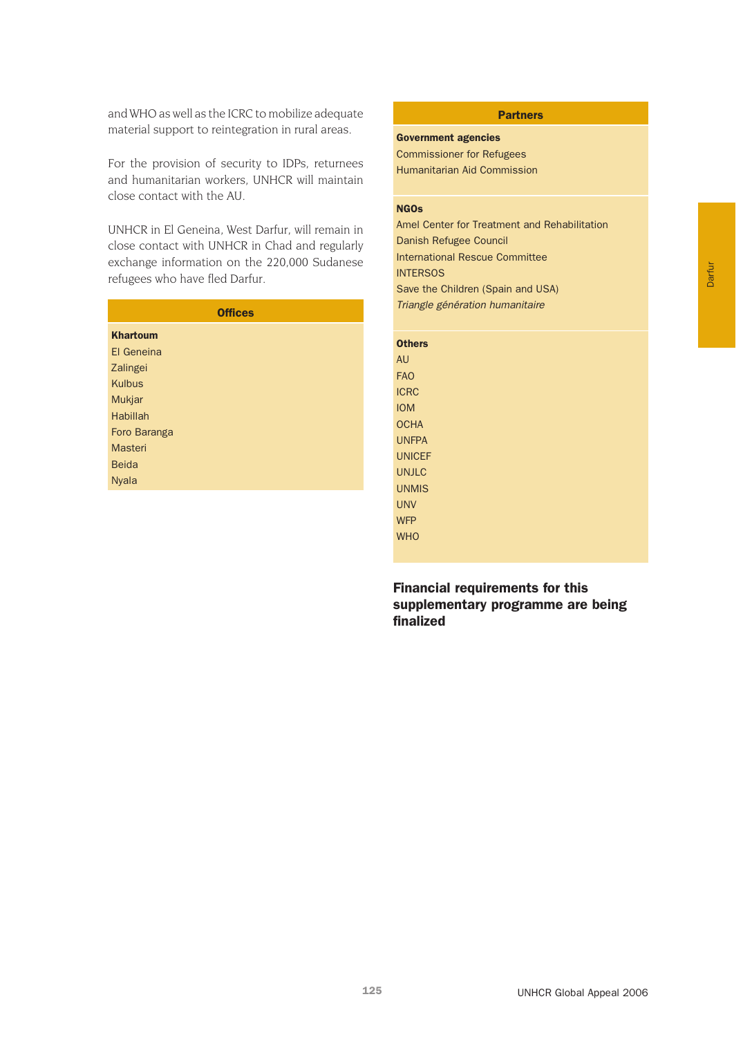and WHO as well as the ICRC to mobilize adequate material support to reintegration in rural areas.

For the provision of security to IDPs, returnees and humanitarian workers, UNHCR will maintain close contact with the AU.

UNHCR in El Geneina, West Darfur, will remain in close contact with UNHCR in Chad and regularly exchange information on the 220,000 Sudanese refugees who have fled Darfur.

| Offices |
|---|
| **Khartoum** |
| El Geneina |
| Zalingei |
| Kulbus |
| Mukjar |
| Habillah |
| Foro Baranga |
| Masteri |
| Beida |
| Nyala |

| Partners |
|---|
| **Government agencies** |
| Commissioner for Refugees |
| Humanitarian Aid Commission |
| **NGOs** |
| Amel Center for Treatment and Rehabilitation |
| Danish Refugee Council |
| International Rescue Committee |
| INTERSOS |
| Save the Children (Spain and USA) |
| *Triangle génération humanitaire* |
| **Others** |
| AU |
| FAO |
| ICRC |
| IOM |
| OCHA |
| UNFPA |
| UNICEF |
| UNJLC |
| UNMIS |
| UNV |
| WFP |
| WHO |

## Financial requirements for this supplementary programme are being finalized